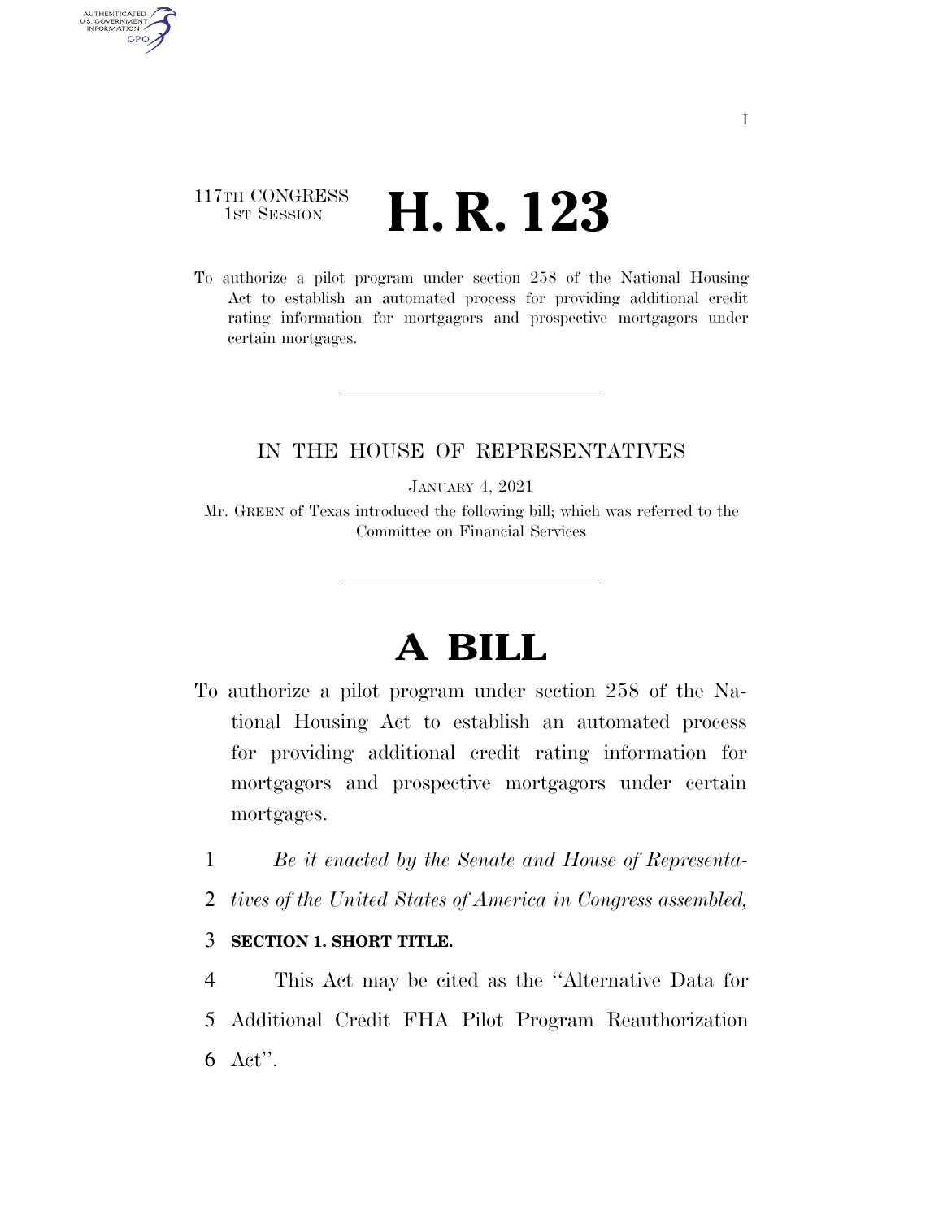117TH CONGRESS
1ST SESSION

# H. R. 123

To authorize a pilot program under section 258 of the National Housing Act to establish an automated process for providing additional credit rating information for mortgagors and prospective mortgagors under certain mortgages.

IN THE HOUSE OF REPRESENTATIVES

JANUARY 4, 2021

Mr. GREEN of Texas introduced the following bill; which was referred to the Committee on Financial Services

# A BILL

To authorize a pilot program under section 258 of the National Housing Act to establish an automated process for providing additional credit rating information for mortgagors and prospective mortgagors under certain mortgages.

1 *Be it enacted by the Senate and House of Representa-*
2 *tives of the United States of America in Congress assembled,*

3 **SECTION 1. SHORT TITLE.**

4 This Act may be cited as the ''Alternative Data for
5 Additional Credit FHA Pilot Program Reauthorization
6 Act''.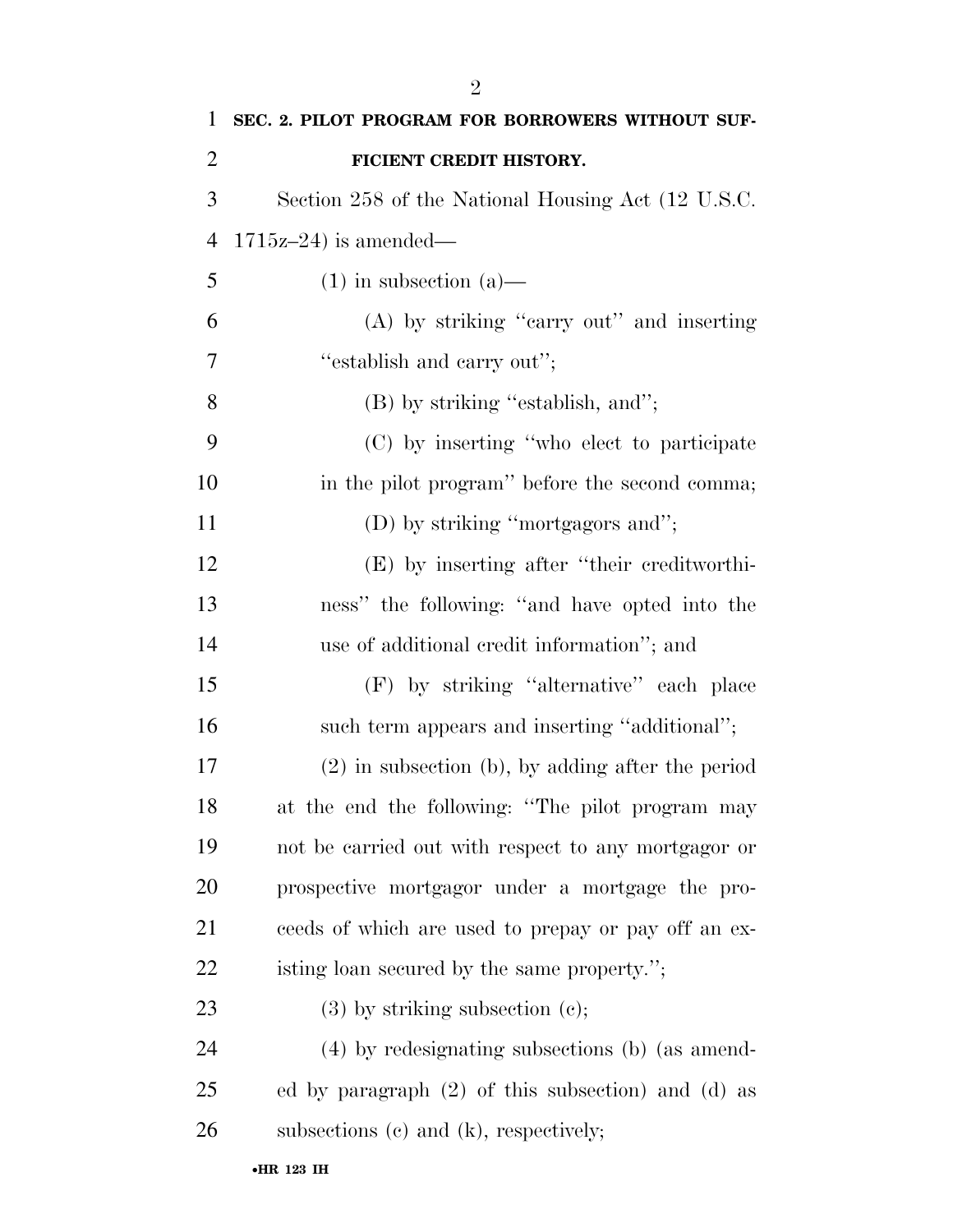**SEC. 2. PILOT PROGRAM FOR BORROWERS WITHOUT SUFFICIENT CREDIT HISTORY.**

Section 258 of the National Housing Act (12 U.S.C. 1715z–24) is amended—

(1) in subsection (a)—

(A) by striking "carry out" and inserting "establish and carry out";

(B) by striking "establish, and";

(C) by inserting "who elect to participate in the pilot program" before the second comma;

(D) by striking "mortgagors and";

(E) by inserting after "their creditworthiness" the following: "and have opted into the use of additional credit information"; and

(F) by striking "alternative" each place such term appears and inserting "additional";

(2) in subsection (b), by adding after the period at the end the following: "The pilot program may not be carried out with respect to any mortgagor or prospective mortgagor under a mortgage the proceeds of which are used to prepay or pay off an existing loan secured by the same property.";

(3) by striking subsection (c);

(4) by redesignating subsections (b) (as amended by paragraph (2) of this subsection) and (d) as subsections (c) and (k), respectively;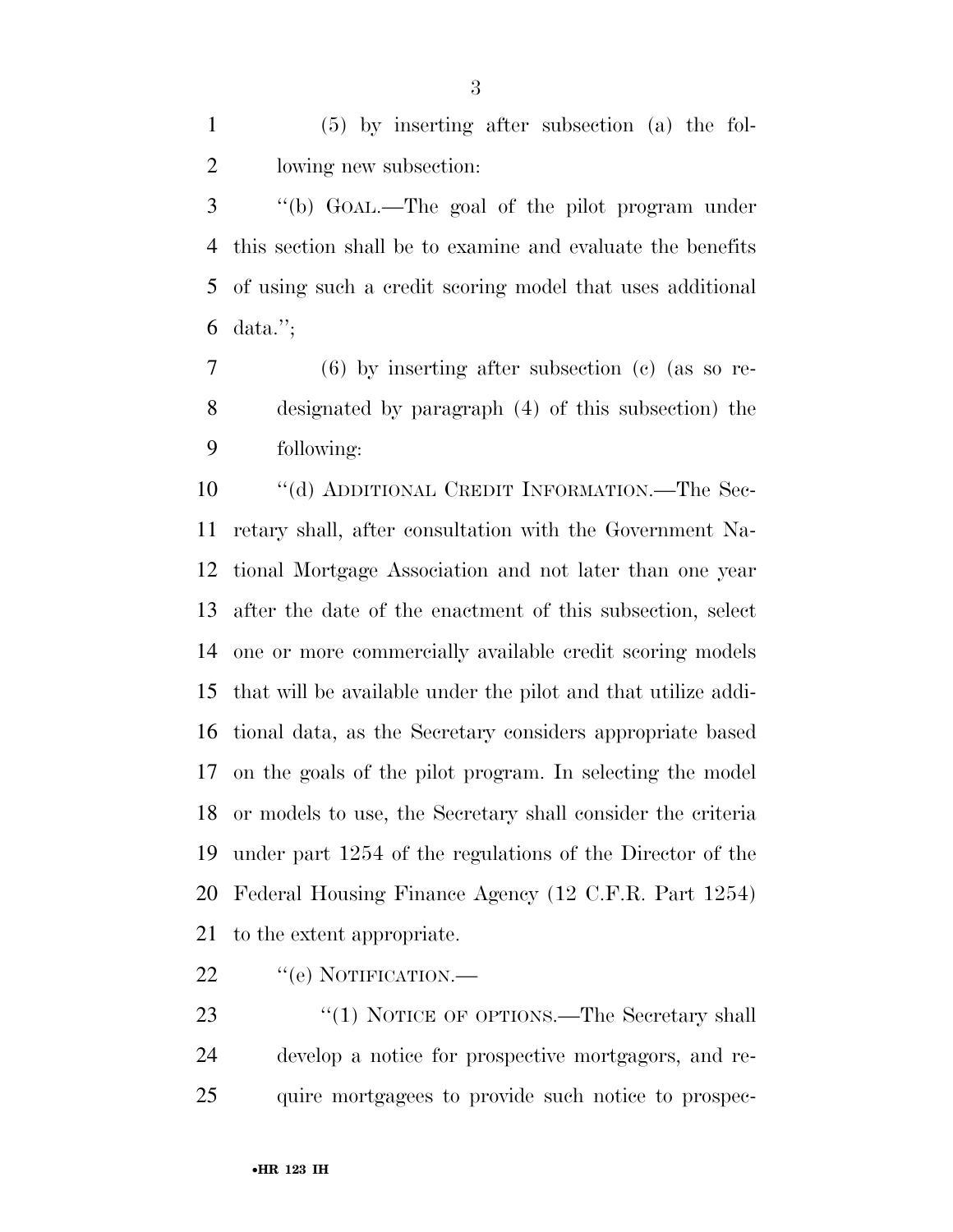(5) by inserting after subsection (a) the following new subsection:

"(b) GOAL.—The goal of the pilot program under this section shall be to examine and evaluate the benefits of using such a credit scoring model that uses additional data.";

(6) by inserting after subsection (c) (as so redesignated by paragraph (4) of this subsection) the following:

"(d) ADDITIONAL CREDIT INFORMATION.—The Secretary shall, after consultation with the Government National Mortgage Association and not later than one year after the date of the enactment of this subsection, select one or more commercially available credit scoring models that will be available under the pilot and that utilize additional data, as the Secretary considers appropriate based on the goals of the pilot program. In selecting the model or models to use, the Secretary shall consider the criteria under part 1254 of the regulations of the Director of the Federal Housing Finance Agency (12 C.F.R. Part 1254) to the extent appropriate.

"(e) NOTIFICATION.—

"(1) NOTICE OF OPTIONS.—The Secretary shall develop a notice for prospective mortgagors, and require mortgagees to provide such notice to prospec-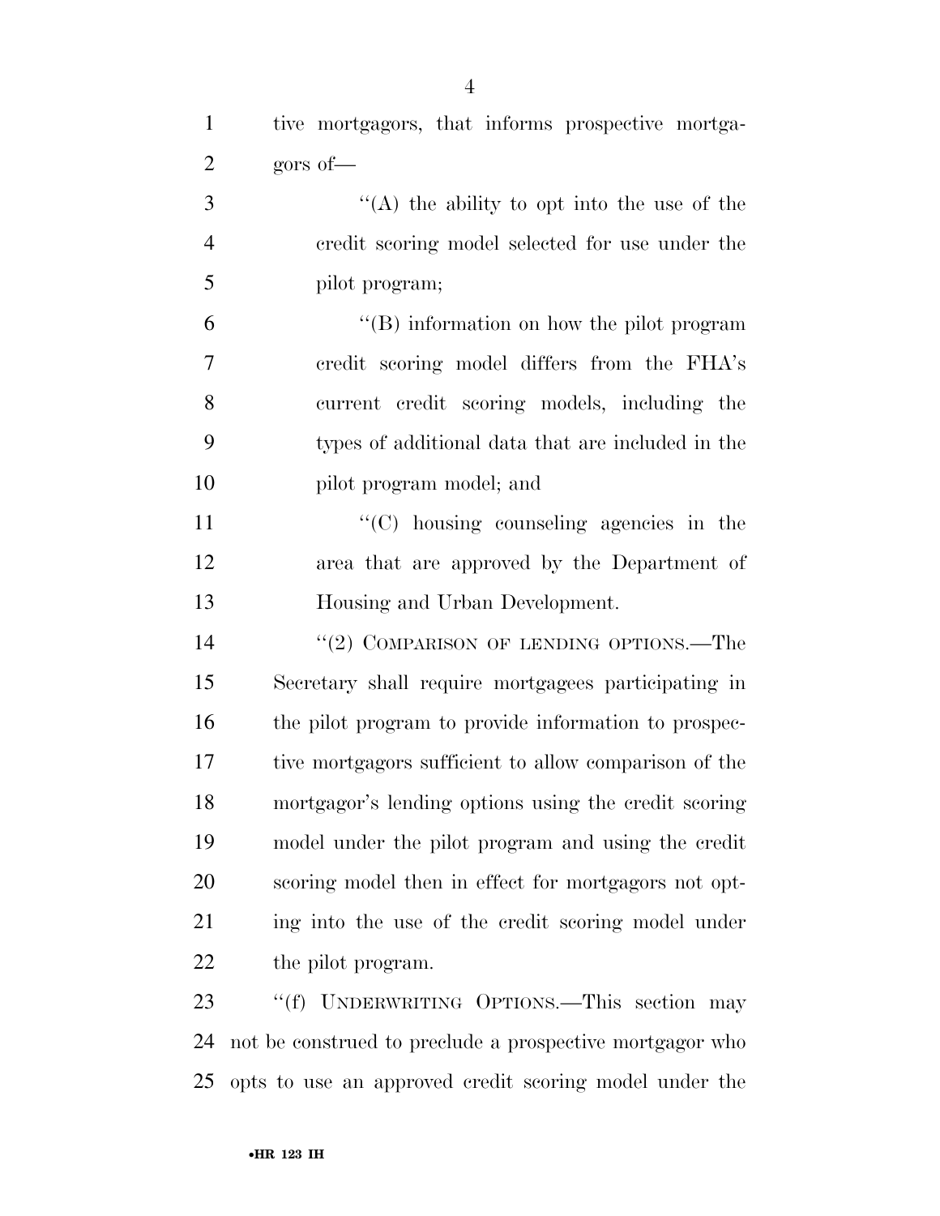tive mortgagors, that informs prospective mortgagors of—

''(A) the ability to opt into the use of the credit scoring model selected for use under the pilot program;

''(B) information on how the pilot program credit scoring model differs from the FHA's current credit scoring models, including the types of additional data that are included in the pilot program model; and

''(C) housing counseling agencies in the area that are approved by the Department of Housing and Urban Development.

''(2) COMPARISON OF LENDING OPTIONS.—The Secretary shall require mortgagees participating in the pilot program to provide information to prospective mortgagors sufficient to allow comparison of the mortgagor's lending options using the credit scoring model under the pilot program and using the credit scoring model then in effect for mortgagors not opting into the use of the credit scoring model under the pilot program.

''(f) UNDERWRITING OPTIONS.—This section may not be construed to preclude a prospective mortgagor who opts to use an approved credit scoring model under the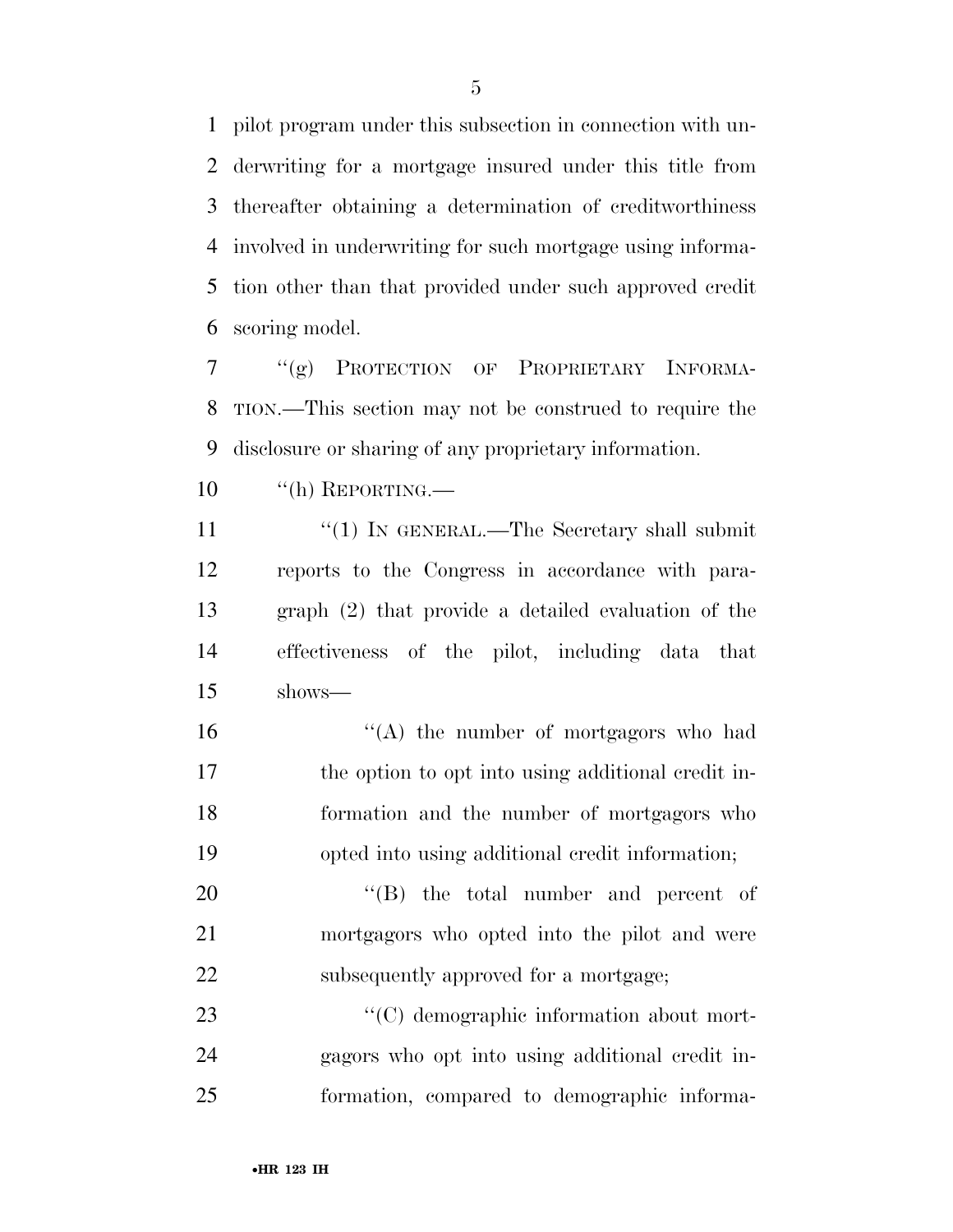pilot program under this subsection in connection with underwriting for a mortgage insured under this title from thereafter obtaining a determination of creditworthiness involved in underwriting for such mortgage using information other than that provided under such approved credit scoring model.

"(g) PROTECTION OF PROPRIETARY INFORMATION.—This section may not be construed to require the disclosure or sharing of any proprietary information.

"(h) REPORTING.—

"(1) IN GENERAL.—The Secretary shall submit reports to the Congress in accordance with paragraph (2) that provide a detailed evaluation of the effectiveness of the pilot, including data that shows—

"(A) the number of mortgagors who had the option to opt into using additional credit information and the number of mortgagors who opted into using additional credit information;

"(B) the total number and percent of mortgagors who opted into the pilot and were subsequently approved for a mortgage;

"(C) demographic information about mortgagors who opt into using additional credit information, compared to demographic informa-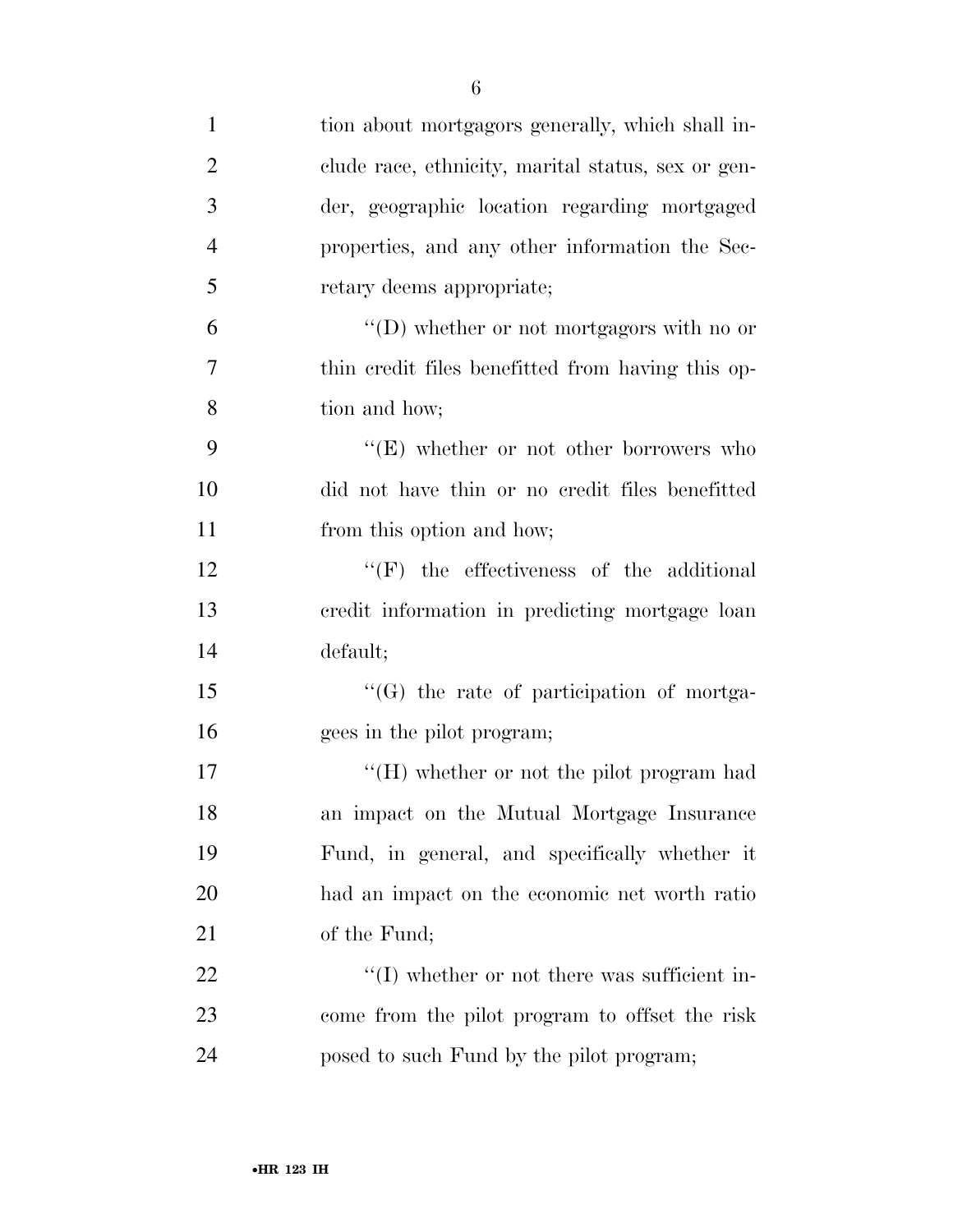tion about mortgagors generally, which shall include race, ethnicity, marital status, sex or gender, geographic location regarding mortgaged properties, and any other information the Secretary deems appropriate;

"(D) whether or not mortgagors with no or thin credit files benefitted from having this option and how;

"(E) whether or not other borrowers who did not have thin or no credit files benefitted from this option and how;

"(F) the effectiveness of the additional credit information in predicting mortgage loan default;

"(G) the rate of participation of mortgagees in the pilot program;

"(H) whether or not the pilot program had an impact on the Mutual Mortgage Insurance Fund, in general, and specifically whether it had an impact on the economic net worth ratio of the Fund;

"(I) whether or not there was sufficient income from the pilot program to offset the risk posed to such Fund by the pilot program;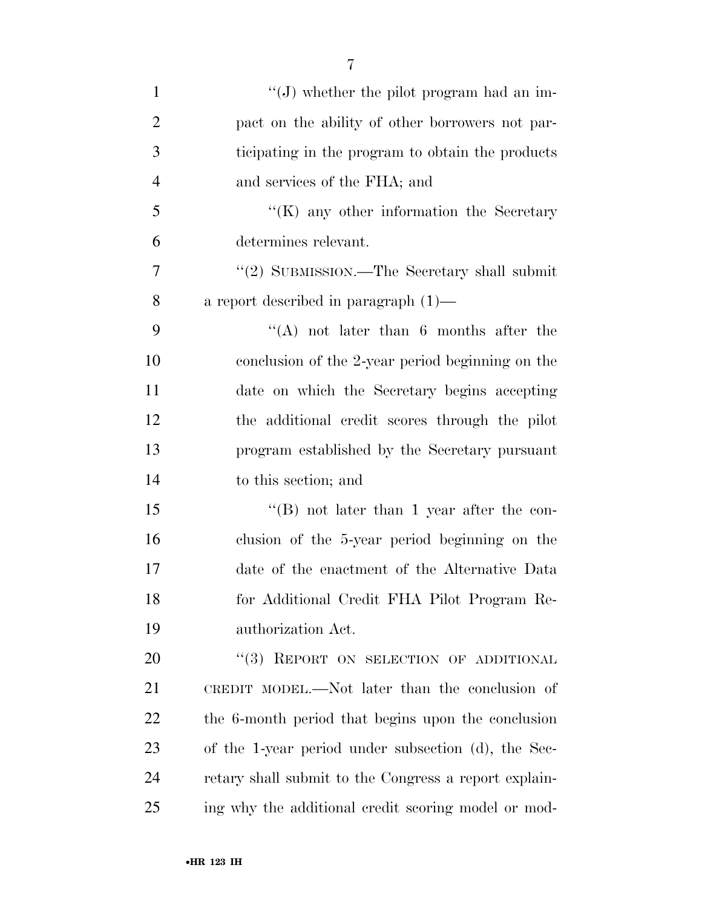''(J) whether the pilot program had an impact on the ability of other borrowers not participating in the program to obtain the products and services of the FHA; and

''(K) any other information the Secretary determines relevant.

''(2) SUBMISSION.—The Secretary shall submit a report described in paragraph (1)—

''(A) not later than 6 months after the conclusion of the 2-year period beginning on the date on which the Secretary begins accepting the additional credit scores through the pilot program established by the Secretary pursuant to this section; and

''(B) not later than 1 year after the conclusion of the 5-year period beginning on the date of the enactment of the Alternative Data for Additional Credit FHA Pilot Program Reauthorization Act.

''(3) REPORT ON SELECTION OF ADDITIONAL CREDIT MODEL.—Not later than the conclusion of the 6-month period that begins upon the conclusion of the 1-year period under subsection (d), the Secretary shall submit to the Congress a report explaining why the additional credit scoring model or mod-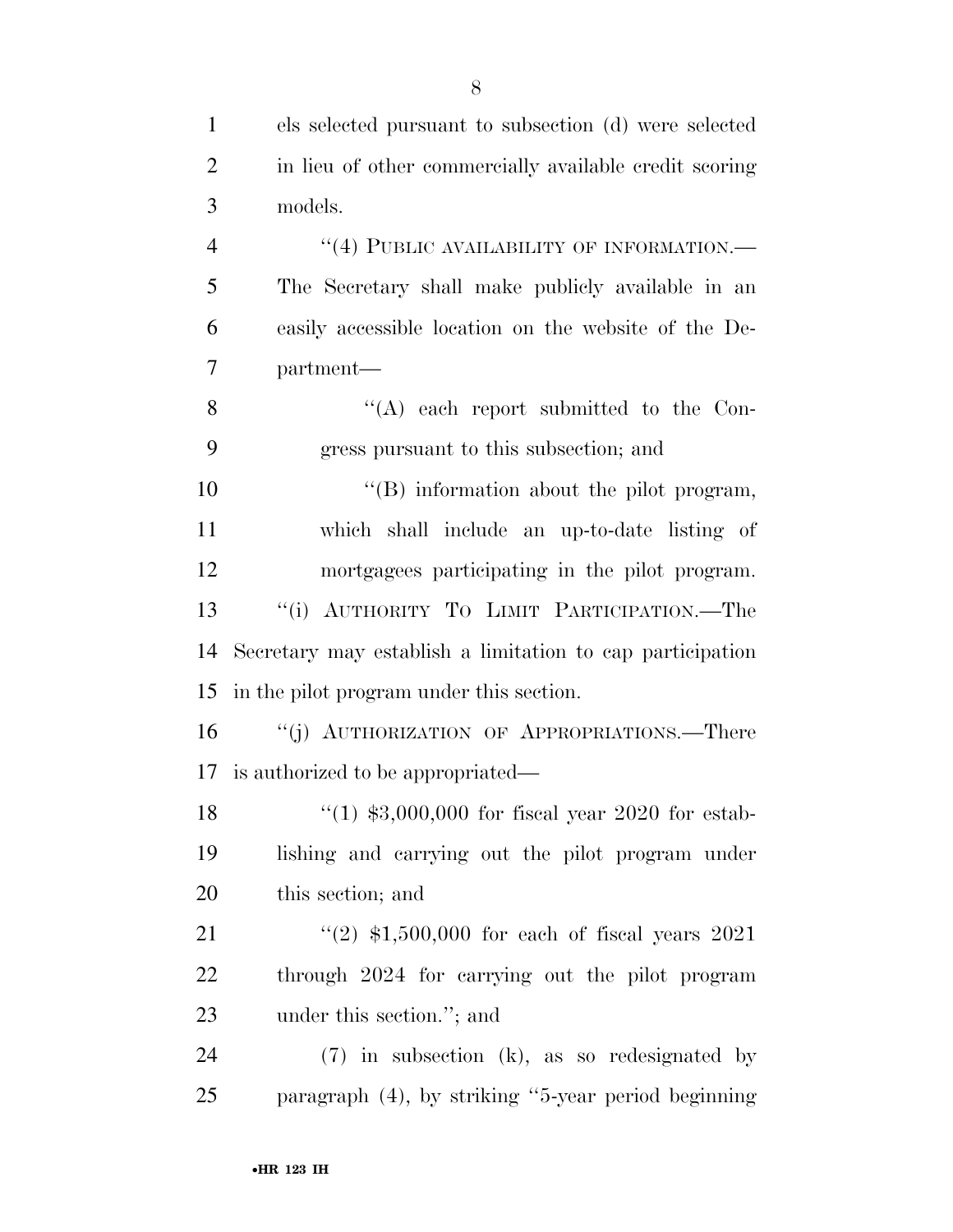els selected pursuant to subsection (d) were selected in lieu of other commercially available credit scoring models.

"(4) PUBLIC AVAILABILITY OF INFORMATION.—The Secretary shall make publicly available in an easily accessible location on the website of the Department—

"(A) each report submitted to the Congress pursuant to this subsection; and

"(B) information about the pilot program, which shall include an up-to-date listing of mortgagees participating in the pilot program.

"(i) AUTHORITY TO LIMIT PARTICIPATION.—The Secretary may establish a limitation to cap participation in the pilot program under this section.

"(j) AUTHORIZATION OF APPROPRIATIONS.—There is authorized to be appropriated—

"(1) $3,000,000 for fiscal year 2020 for establishing and carrying out the pilot program under this section; and

"(2) $1,500,000 for each of fiscal years 2021 through 2024 for carrying out the pilot program under this section."; and

(7) in subsection (k), as so redesignated by paragraph (4), by striking "5-year period beginning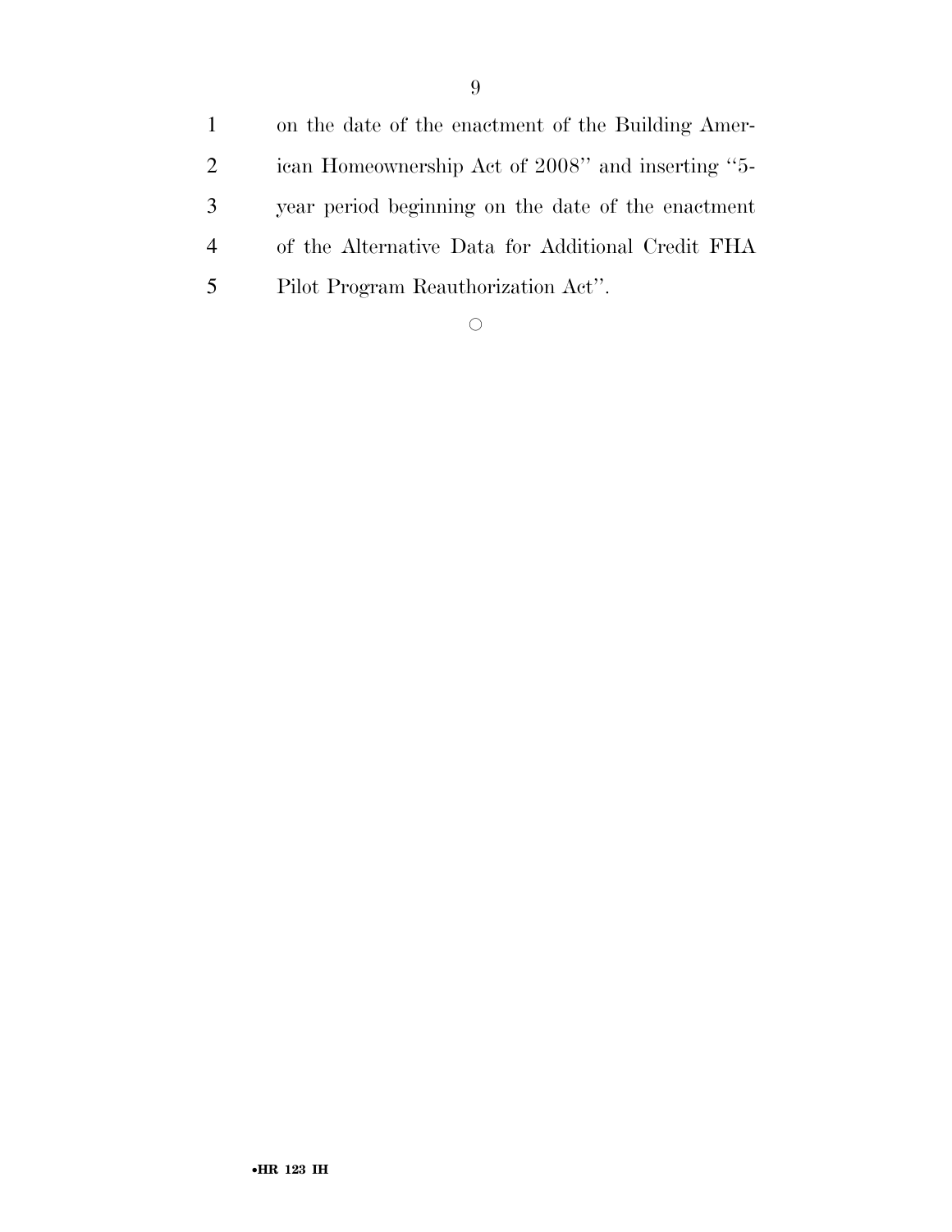on the date of the enactment of the Building American Homeownership Act of 2008'' and inserting ''5-year period beginning on the date of the enactment of the Alternative Data for Additional Credit FHA Pilot Program Reauthorization Act''.

○